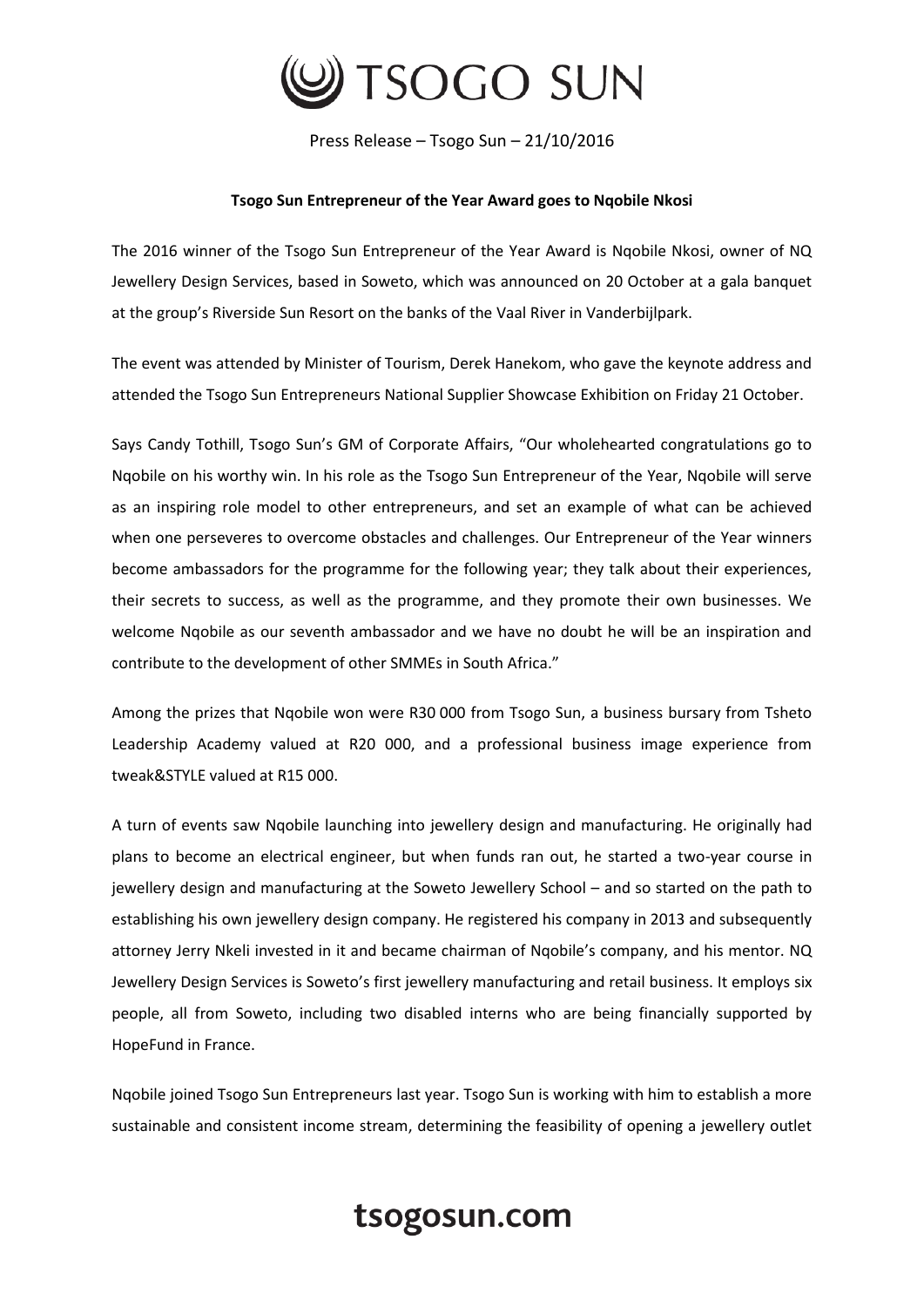# TSOGO SUN

Press Release – Tsogo Sun – 21/10/2016

**Tsogo Sun Entrepreneur of the Year Award goes to Nqobile Nkosi**

The 2016 winner of the Tsogo Sun Entrepreneur of the Year Award is Nqobile Nkosi, owner of NQ Jewellery Design Services, based in Soweto, which was announced on 20 October at a gala banquet at the group's Riverside Sun Resort on the banks of the Vaal River in Vanderbijlpark.

The event was attended by Minister of Tourism, Derek Hanekom, who gave the keynote address and attended the Tsogo Sun Entrepreneurs National Supplier Showcase Exhibition on Friday 21 October.

Says Candy Tothill, Tsogo Sun's GM of Corporate Affairs, "Our wholehearted congratulations go to Nqobile on his worthy win. In his role as the Tsogo Sun Entrepreneur of the Year, Nqobile will serve as an inspiring role model to other entrepreneurs, and set an example of what can be achieved when one perseveres to overcome obstacles and challenges. Our Entrepreneur of the Year winners become ambassadors for the programme for the following year; they talk about their experiences, their secrets to success, as well as the programme, and they promote their own businesses. We welcome Nqobile as our seventh ambassador and we have no doubt he will be an inspiration and contribute to the development of other SMMEs in South Africa."

Among the prizes that Nqobile won were R30 000 from Tsogo Sun, a business bursary from Tsheto Leadership Academy valued at R20 000, and a professional business image experience from tweak&STYLE valued at R15 000.

A turn of events saw Nqobile launching into jewellery design and manufacturing. He originally had plans to become an electrical engineer, but when funds ran out, he started a two-year course in jewellery design and manufacturing at the Soweto Jewellery School – and so started on the path to establishing his own jewellery design company. He registered his company in 2013 and subsequently attorney Jerry Nkeli invested in it and became chairman of Nqobile's company, and his mentor. NQ Jewellery Design Services is Soweto's first jewellery manufacturing and retail business. It employs six people, all from Soweto, including two disabled interns who are being financially supported by HopeFund in France.

Nqobile joined Tsogo Sun Entrepreneurs last year. Tsogo Sun is working with him to establish a more sustainable and consistent income stream, determining the feasibility of opening a jewellery outlet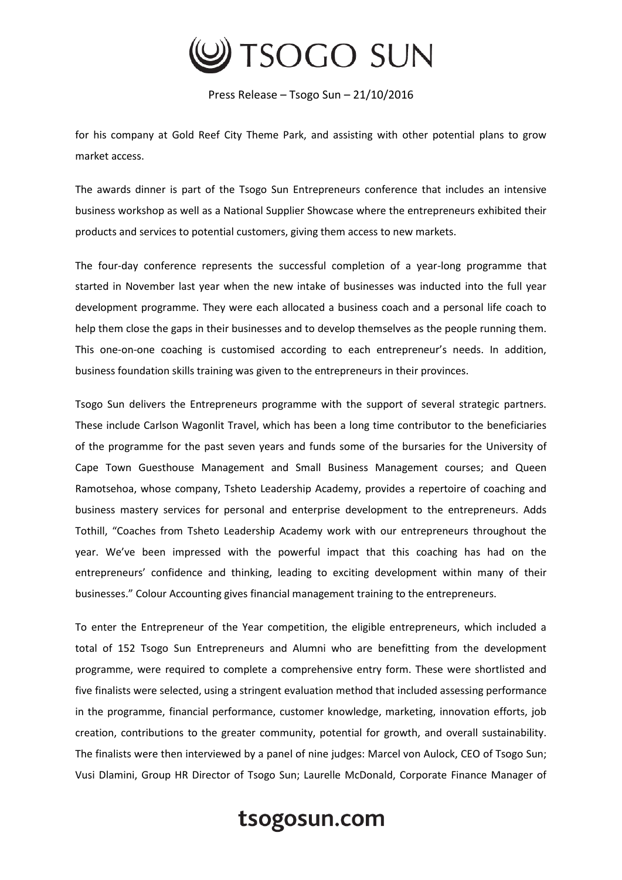for his company at Gold Reef City Theme Park, and assisting with other potential plans to grow market access.

The awards dinner is part of the Tsogo Sun Entrepreneurs conference that includes an intensive business workshop as well as a National Supplier Showcase where the entrepreneurs exhibited their products and services to potential customers, giving them access to new markets.

The four-day conference represents the successful completion of a year-long programme that started in November last year when the new intake of businesses was inducted into the full year development programme. They were each allocated a business coach and a personal life coach to help them close the gaps in their businesses and to develop themselves as the people running them. This one-on-one coaching is customised according to each entrepreneur's needs. In addition, business foundation skills training was given to the entrepreneurs in their provinces.

Tsogo Sun delivers the Entrepreneurs programme with the support of several strategic partners. These include Carlson Wagonlit Travel, which has been a long time contributor to the beneficiaries of the programme for the past seven years and funds some of the bursaries for the University of Cape Town Guesthouse Management and Small Business Management courses; and Queen Ramotsehoa, whose company, Tsheto Leadership Academy, provides a repertoire of coaching and business mastery services for personal and enterprise development to the entrepreneurs. Adds Tothill, "Coaches from Tsheto Leadership Academy work with our entrepreneurs throughout the year. We've been impressed with the powerful impact that this coaching has had on the entrepreneurs' confidence and thinking, leading to exciting development within many of their businesses." Colour Accounting gives financial management training to the entrepreneurs.

To enter the Entrepreneur of the Year competition, the eligible entrepreneurs, which included a total of 152 Tsogo Sun Entrepreneurs and Alumni who are benefitting from the development programme, were required to complete a comprehensive entry form. These were shortlisted and five finalists were selected, using a stringent evaluation method that included assessing performance in the programme, financial performance, customer knowledge, marketing, innovation efforts, job creation, contributions to the greater community, potential for growth, and overall sustainability. The finalists were then interviewed by a panel of nine judges: Marcel von Aulock, CEO of Tsogo Sun; Vusi Dlamini, Group HR Director of Tsogo Sun; Laurelle McDonald, Corporate Finance Manager of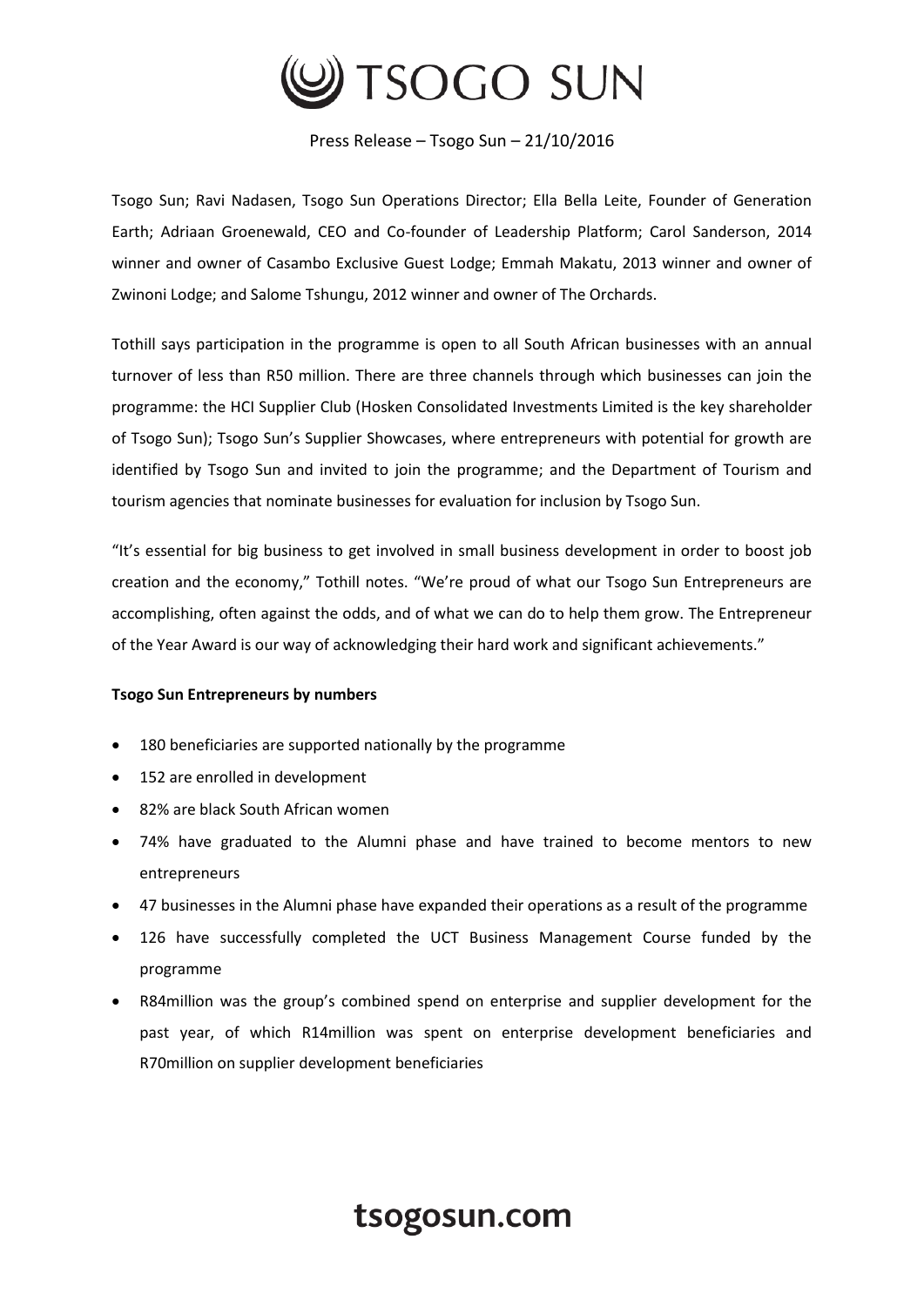Tsogo Sun; Ravi Nadasen, Tsogo Sun Operations Director; Ella Bella Leite, Founder of Generation Earth; Adriaan Groenewald, CEO and Co-founder of Leadership Platform; Carol Sanderson, 2014 winner and owner of Casambo Exclusive Guest Lodge; Emmah Makatu, 2013 winner and owner of Zwinoni Lodge; and Salome Tshungu, 2012 winner and owner of The Orchards.

Tothill says participation in the programme is open to all South African businesses with an annual turnover of less than R50 million. There are three channels through which businesses can join the programme: the HCI Supplier Club (Hosken Consolidated Investments Limited is the key shareholder of Tsogo Sun); Tsogo Sun's Supplier Showcases, where entrepreneurs with potential for growth are identified by Tsogo Sun and invited to join the programme; and the Department of Tourism and tourism agencies that nominate businesses for evaluation for inclusion by Tsogo Sun.

"It's essential for big business to get involved in small business development in order to boost job creation and the economy," Tothill notes. "We're proud of what our Tsogo Sun Entrepreneurs are accomplishing, often against the odds, and of what we can do to help them grow. The Entrepreneur of the Year Award is our way of acknowledging their hard work and significant achievements."

**Tsogo Sun Entrepreneurs by numbers**

- 180 beneficiaries are supported nationally by the programme
- 152 are enrolled in development
- 82% are black South African women
- 74% have graduated to the Alumni phase and have trained to become mentors to new entrepreneurs
- 47 businesses in the Alumni phase have expanded their operations as a result of the programme
- 126 have successfully completed the UCT Business Management Course funded by the programme
- R84million was the group's combined spend on enterprise and supplier development for the past year, of which R14million was spent on enterprise development beneficiaries and R70million on supplier development beneficiaries